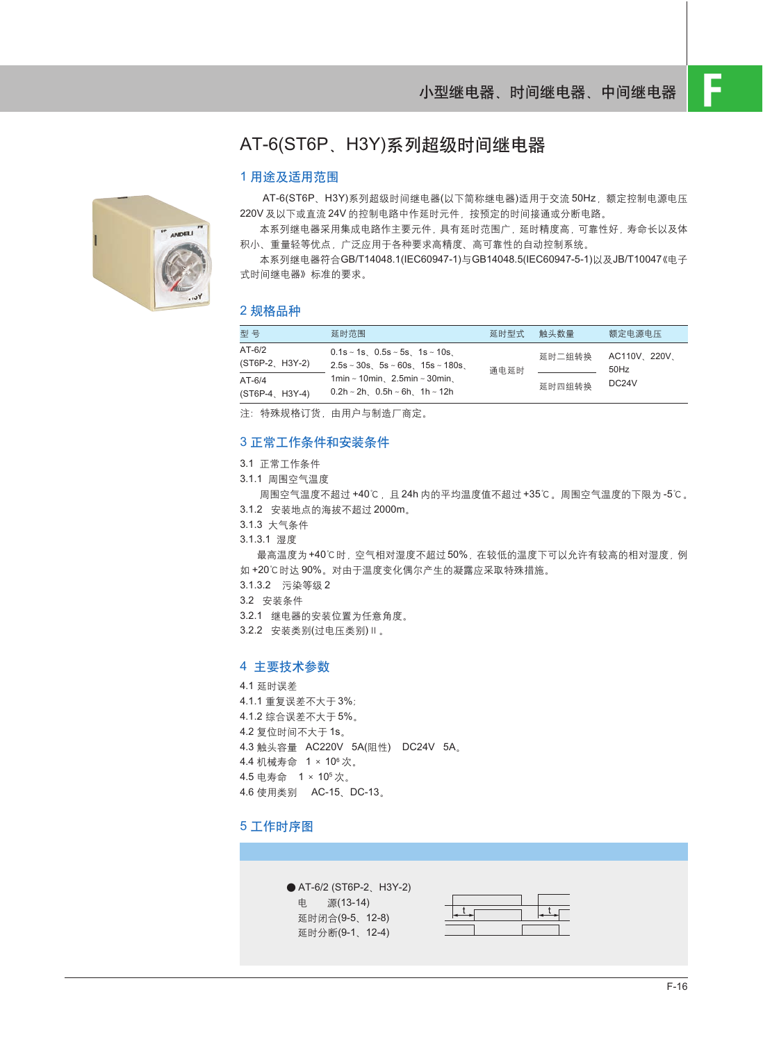# AT-6(ST6P、H3Y)系列超级时间继电器

## 1 用途及适用范围

AT-6(ST6P、H3Y)系列超级时间继电器(以下简称继电器)适用于交流 50Hz，额定控制电源电压 220V 及以下或直流 24V 的控制电路中作延时元件，按预定的时间接通或分断电路。

本系列继电器采用集成电路作主要元件，具有延时范围广，延时精度高，可靠性好，寿命长以及体积小、重量轻等优点，广泛应用于各种要求高精度、高可靠性的自动控制系统。

本系列继电器符合GB/T14048.1(IEC60947-1)与GB14048.5(IEC60947-5-1)以及JB/T10047《电子式时间继电器》标准的要求。

## 2 规格品种

| 型 号 | 延时范围 | 延时型式 | 触头数量 | 额定电源电压 |
|---|---|---|---|---|
| AT-6/2<br>(ST6P-2、H3Y-2) | 0.1s～1s、0.5s～5s、1s～10s、<br>2.5s～30s、5s～60s、15s～180s、<br>1min～10min、2.5min～30min、<br>0.2h～2h、0.5h～6h、1h～12h | 通电延时 | 延时二组转换 | AC110V、220V、<br>50Hz<br>DC24V |
| AT-6/4<br>(ST6P-4、H3Y-4) | | | 延时四组转换 | |

注：特殊规格订货，由用户与制造厂商定。

## 3 正常工作条件和安装条件

3.1 正常工作条件

3.1.1 周围空气温度

周围空气温度不超过 +40℃，且 24h 内的平均温度值不超过 +35℃。周围空气温度的下限为 -5℃。

3.1.2 安装地点的海拔不超过 2000m。

3.1.3 大气条件

3.1.3.1 湿度

最高温度为 +40℃时，空气相对湿度不超过 50%，在较低的温度下可以允许有较高的相对湿度，例如 +20℃时达 90%。对由于温度变化偶尔产生的凝露应采取特殊措施。

3.1.3.2 污染等级 2

3.2 安装条件

3.2.1 继电器的安装位置为任意角度。

3.2.2 安装类别(过电压类别)Ⅱ。

## 4 主要技术参数

4.1 延时误差

4.1.1 重复误差不大于 3%;

4.1.2 综合误差不大于 5%。

4.2 复位时间不大于 1s。

4.3 触头容量 AC220V 5A(阻性) DC24V 5A。

4.4 机械寿命 $1 \times 10^6$ 次。

4.5 电寿命 $1 \times 10^5$ 次。

4.6 使用类别 AC-15、DC-13。

## 5 工作时序图

● AT-6/2 (ST6P-2、H3Y-2)

电　　源(13-14)

延时闭合(9-5、12-8)

延时分断(9-1、12-4)

t

t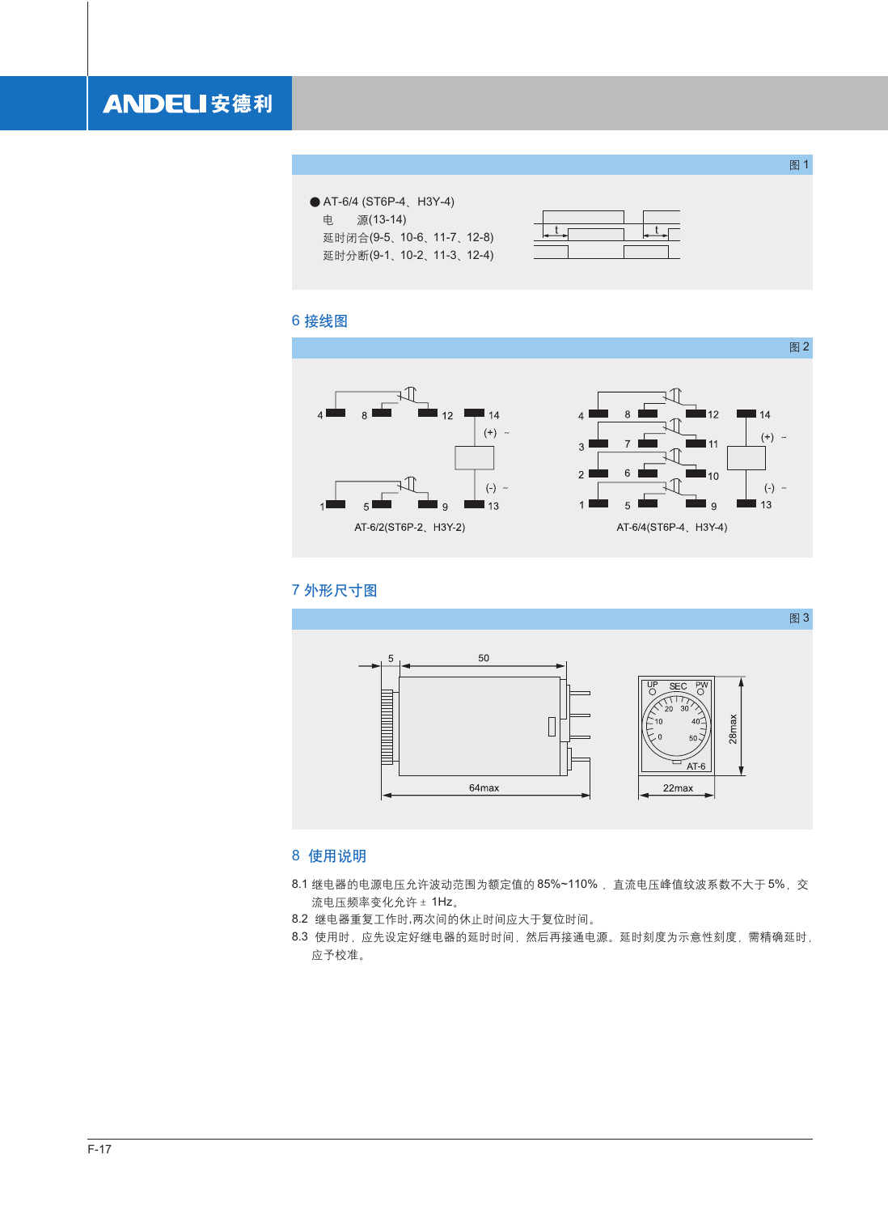图 1

- AT-6/4 (ST6P-4、H3Y-4)

电　　源(13-14)
延时闭合(9-5、10-6、11-7、12-8)
延时分断(9-1、10-2、11-3、12-4)

t
t

## 6 接线图

图 2

4 8 12 14
(+) ~
(-) ~
1 5 9 13

AT-6/2(ST6P-2、H3Y-2)

4 8 12 14
3 7 11
2 6 10
1 5 9 13
(+) ~
(-) ~

AT-6/4(ST6P-4、H3Y-4)

## 7 外形尺寸图

图 3

5
50
64max
UP SEC PW
20 30
10 40
0 50
AT-6
22max
28max

## 8 使用说明

8.1 继电器的电源电压允许波动范围为额定值的 85%~110%，直流电压峰值纹波系数不大于 5%，交流电压频率变化允许 ± 1Hz。

8.2 继电器重复工作时,两次间的休止时间应大于复位时间。

8.3 使用时，应先设定好继电器的延时时间，然后再接通电源。延时刻度为示意性刻度，需精确延时，应予校准。